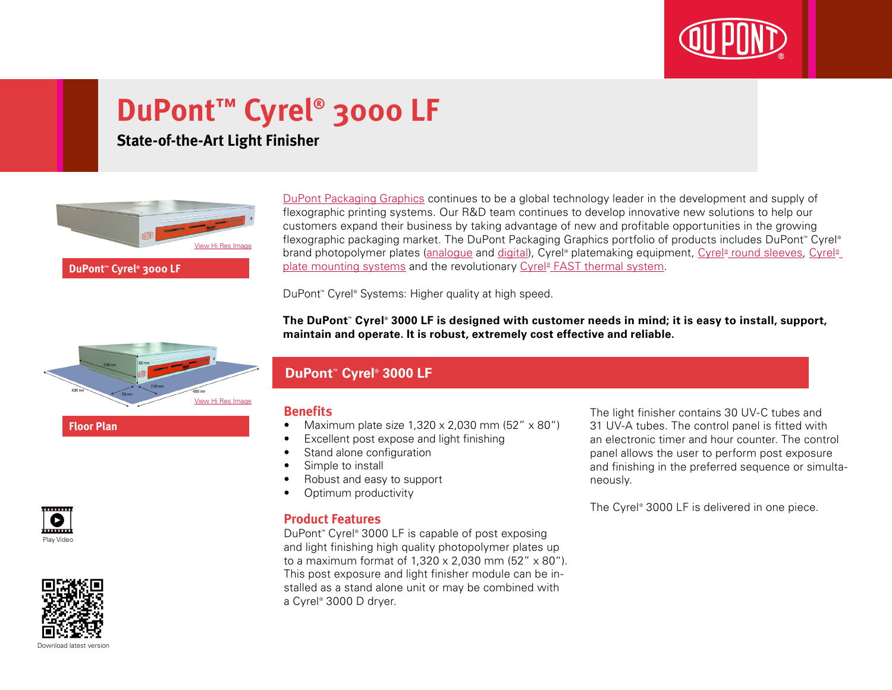# DuPont™ Cyrel® 3000 LF

## State-of-the-Art Light Finisher

View Hi Res Image

**DuPont™ Cyrel® 3000 LF**

View Hi Res Image

**Floor Plan**

Play Video

Download latest version

DuPont Packaging Graphics continues to be a global technology leader in the development and supply of flexographic printing systems. Our R&D team continues to develop innovative new solutions to help our customers expand their business by taking advantage of new and profitable opportunities in the growing flexographic packaging market. The DuPont Packaging Graphics portfolio of products includes DuPont™ Cyrel® brand photopolymer plates (analogue and digital), Cyrel® platemaking equipment, Cyrel® round sleeves, Cyrel® plate mounting systems and the revolutionary Cyrel® FAST thermal system.

DuPont™ Cyrel® Systems: Higher quality at high speed.

**The DuPont™ Cyrel® 3000 LF is designed with customer needs in mind; it is easy to install, support, maintain and operate. It is robust, extremely cost effective and reliable.**

## DuPont™ Cyrel® 3000 LF

### Benefits

- Maximum plate size 1,320 x 2,030 mm (52" x 80")
- Excellent post expose and light finishing
- Stand alone configuration
- Simple to install
- Robust and easy to support
- Optimum productivity

### Product Features

DuPont™ Cyrel® 3000 LF is capable of post exposing and light finishing high quality photopolymer plates up to a maximum format of 1,320 x 2,030 mm (52" x 80"). This post exposure and light finisher module can be installed as a stand alone unit or may be combined with a Cyrel® 3000 D dryer.

The light finisher contains 30 UV-C tubes and 31 UV-A tubes. The control panel is fitted with an electronic timer and hour counter. The control panel allows the user to perform post exposure and finishing in the preferred sequence or simultaneously.

The Cyrel® 3000 LF is delivered in one piece.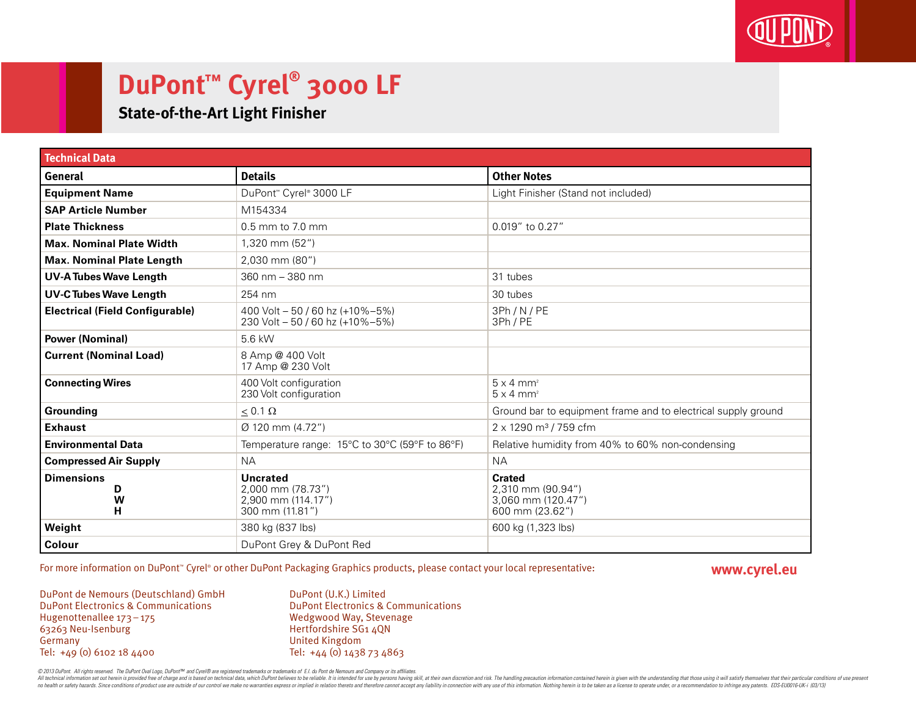# DuPont™ Cyrel® 3000 LF

## State-of-the-Art Light Finisher

| Technical Data | | |
|---|---|---|
| **General** | **Details** | **Other Notes** |
| **Equipment Name** | DuPont™ Cyrel® 3000 LF | Light Finisher (Stand not included) |
| **SAP Article Number** | M154334 | |
| **Plate Thickness** | 0.5 mm to 7.0 mm | 0.019" to 0.27" |
| **Max. Nominal Plate Width** | 1,320 mm (52") | |
| **Max. Nominal Plate Length** | 2,030 mm (80") | |
| **UV-A Tubes Wave Length** | 360 nm – 380 nm | 31 tubes |
| **UV-C Tubes Wave Length** | 254 nm | 30 tubes |
| **Electrical (Field Configurable)** | 400 Volt – 50 / 60 hz (+10%–5%)<br>230 Volt – 50 / 60 hz (+10%–5%) | 3Ph / N / PE<br>3Ph / PE |
| **Power (Nominal)** | 5.6 kW | |
| **Current (Nominal Load)** | 8 Amp @ 400 Volt<br>17 Amp @ 230 Volt | |
| **Connecting Wires** | 400 Volt configuration<br>230 Volt configuration | 5 x 4 $mm^2$<br>5 x 4 $mm^2$ |
| **Grounding** | $\leq$ 0.1 Ω | Ground bar to equipment frame and to electrical supply ground |
| **Exhaust** | Ø 120 mm (4.72") | 2 x 1290 $m^3$ / 759 cfm |
| **Environmental Data** | Temperature range: 15°C to 30°C (59°F to 86°F) | Relative humidity from 40% to 60% non-condensing |
| **Compressed Air Supply** | NA | NA |
| **Dimensions**<br>D<br>W<br>H | **Uncrated**<br>2,000 mm (78.73")<br>2,900 mm (114.17")<br>300 mm (11.81") | **Crated**<br>2,310 mm (90.94")<br>3,060 mm (120.47")<br>600 mm (23.62") |
| **Weight** | 380 kg (837 lbs) | 600 kg (1,323 lbs) |
| **Colour** | DuPont Grey & DuPont Red | |

For more information on DuPont™ Cyrel® or other DuPont Packaging Graphics products, please contact your local representative:

**www.cyrel.eu**

DuPont de Nemours (Deutschland) GmbH
DuPont Electronics & Communications
Hugenottenallee 173 – 175
63263 Neu-Isenburg
Germany
Tel: +49 (0) 6102 18 4400

DuPont (U.K.) Limited
DuPont Electronics & Communications
Wedgwood Way, Stevenage
Hertfordshire SG1 4QN
United Kingdom
Tel: +44 (0) 1438 73 4863

© 2013 DuPont. All rights reserved. The DuPont Oval Logo, DuPont™ and Cyrel® are registered trademarks or trademarks of E.I. du Pont de Nemours and Company or its affiliates.
All technical information set out herein is provided free of charge and is based on technical data, which DuPont believes to be reliable. It is intended for use by persons having skill, at their own discretion and risk. The handling precaution information contained herein is given with the understanding that those using it will satisfy themselves that their particular conditions of use present no health or safety hazards. Since conditions of product use are outside of our control we make no warranties express or implied in relation thereto and therefore cannot accept any liability in connection with any use of this information. Nothing herein is to be taken as a license to operate under, or a recommendation to infringe any patents. EDS-EU0016-UK-i (03/13)